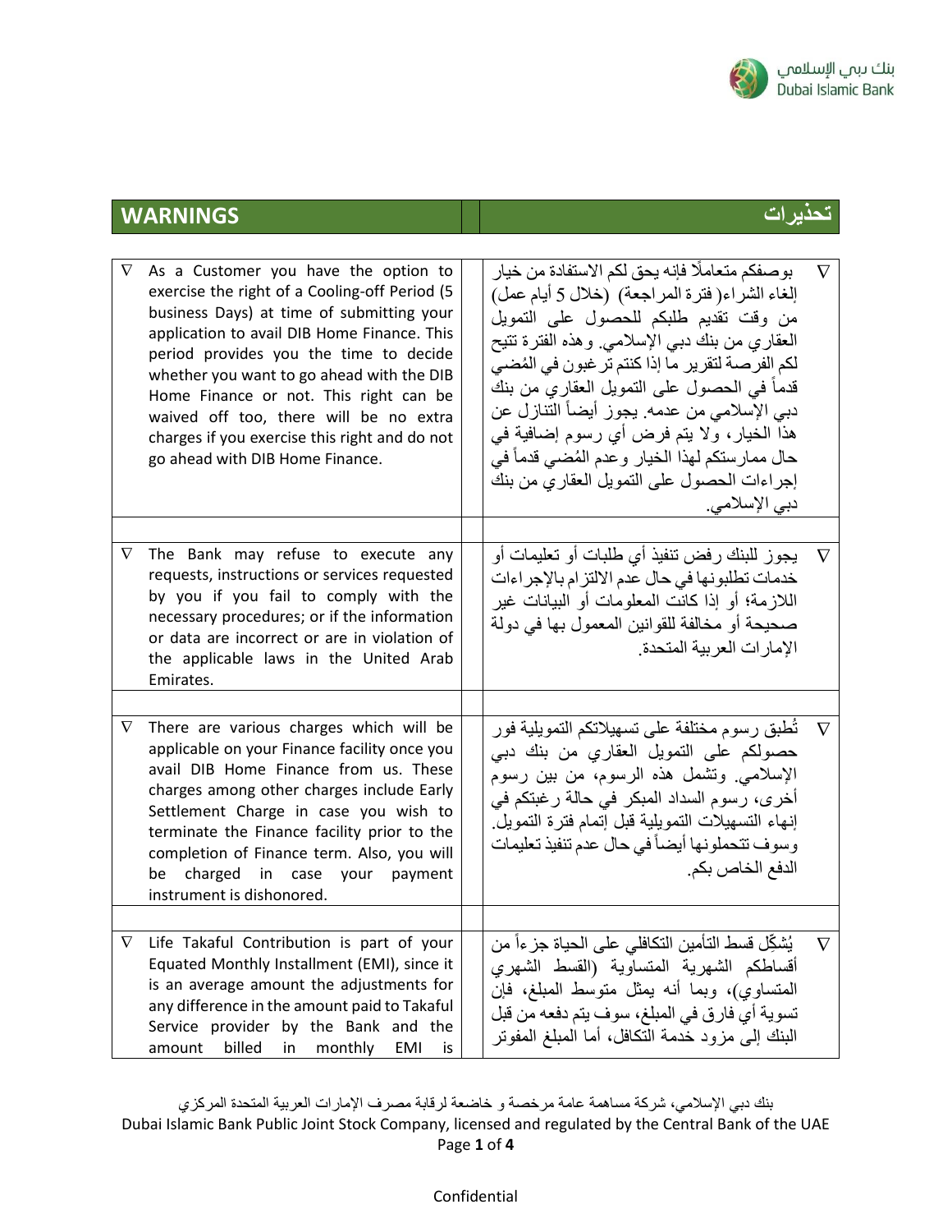| WARNINGS | | تحذيرات |
|---|---|---|
| ∇ As a Customer you have the option to exercise the right of a Cooling-off Period (5 business Days) at time of submitting your application to avail DIB Home Finance. This period provides you the time to decide whether you want to go ahead with the DIB Home Finance or not. This right can be waived off too, there will be no extra charges if you exercise this right and do not go ahead with DIB Home Finance. | | ∇ بوصفكم متعاملًا فإنه يحق لكم الاستفادة من خيار إلغاء الشراء( فترة المراجعة) (خلال 5 أيام عمل) من وقت تقديم طلبكم للحصول على التمويل العقاري من بنك دبي الإسلامي. وهذه الفترة تتيح لكم الفرصة لتقرير ما إذا كنتم ترغبون في المُضي قدماً في الحصول على التمويل العقاري من بنك دبي الإسلامي من عدمه. يجوز أيضاً التنازل عن هذا الخيار، ولا يتم فرض أي رسوم إضافية في حال ممارستكم لهذا الخيار وعدم المُضي قدماً في إجراءات الحصول على التمويل العقاري من بنك دبي الإسلامي. |
| | | |
| ∇ The Bank may refuse to execute any requests, instructions or services requested by you if you fail to comply with the necessary procedures; or if the information or data are incorrect or are in violation of the applicable laws in the United Arab Emirates. | | ∇ يجوز للبنك رفض تنفيذ أي طلبات أو تعليمات أو خدمات تطلبونها في حال عدم الالتزام بالإجراءات اللازمة؛ أو إذا كانت المعلومات أو البيانات غير صحيحة أو مخالفة للقوانين المعمول بها في دولة الإمارات العربية المتحدة. |
| | | |
| ∇ There are various charges which will be applicable on your Finance facility once you avail DIB Home Finance from us. These charges among other charges include Early Settlement Charge in case you wish to terminate the Finance facility prior to the completion of Finance term. Also, you will be charged in case your payment instrument is dishonored. | | ∇ تُطبق رسوم مختلفة على تسهيلاتكم التمويلية فور حصولكم على التمويل العقاري من بنك دبي الإسلامي. وتشمل هذه الرسوم، من بين رسوم أخرى، رسوم السداد المبكر في حالة رغبتكم في إنهاء التسهيلات التمويلية قبل إتمام فترة التمويل. وسوف تتحملونها أيضاً في حال عدم تنفيذ تعليمات الدفع الخاص بكم. |
| | | |
| ∇ Life Takaful Contribution is part of your Equated Monthly Installment (EMI), since it is an average amount the adjustments for any difference in the amount paid to Takaful Service provider by the Bank and the amount billed in monthly EMI is | | ∇ يُشكِّل قسط التأمين التكافلي على الحياة جزءاً من أقساطكم الشهرية المتساوية (القسط الشهري المتساوي)، وبما أنه يمثل متوسط المبلغ، فإن تسوية أي فارق في المبلغ، سوف يتم دفعه من قبل البنك إلى مزود خدمة التكافل، أما المبلغ المفوتر |

بنك دبي الإسلامي، شركة مساهمة عامة مرخصة و خاضعة لرقابة مصرف الإمارات العربية المتحدة المركزي
Dubai Islamic Bank Public Joint Stock Company, licensed and regulated by the Central Bank of the UAE

Confidential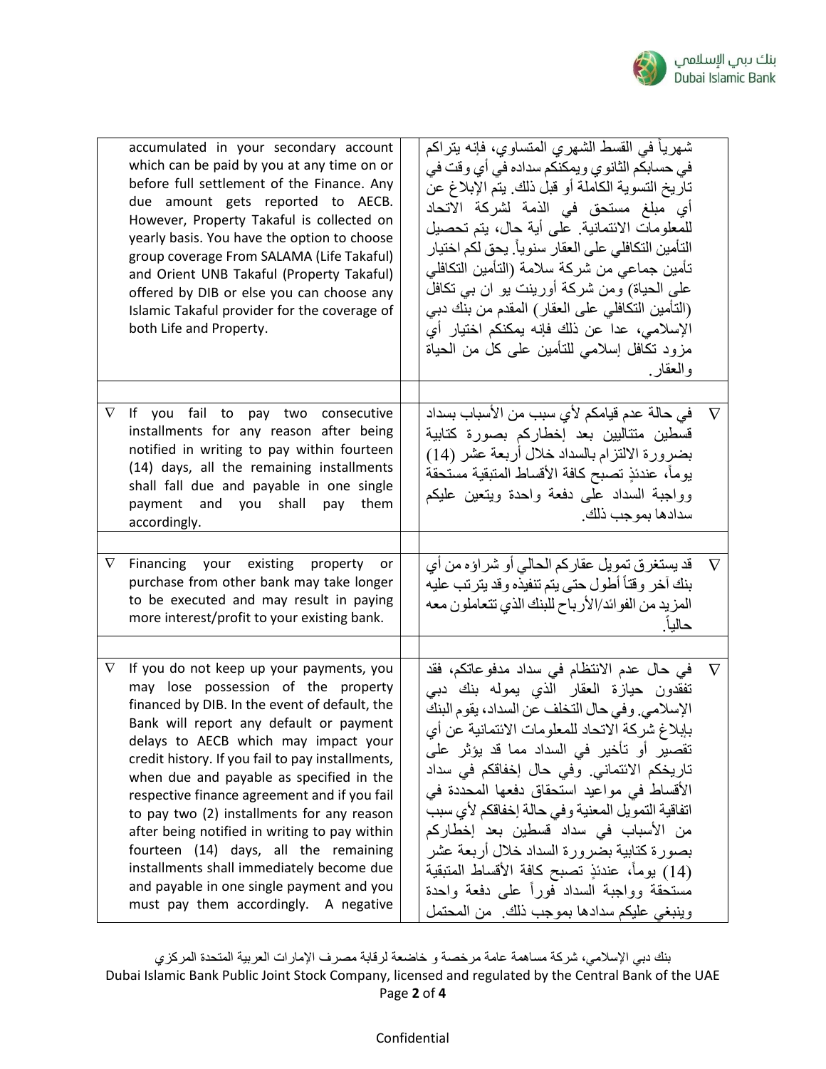| | | | |
|---|---|---|---|
| | accumulated in your secondary account which can be paid by you at any time on or before full settlement of the Finance. Any due amount gets reported to AECB. However, Property Takaful is collected on yearly basis. You have the option to choose group coverage From SALAMA (Life Takaful) and Orient UNB Takaful (Property Takaful) offered by DIB or else you can choose any Islamic Takaful provider for the coverage of both Life and Property. | شهرياً في القسط الشهري المتساوي، فإنه يتراكم في حسابكم الثانوي ويمكنكم سداده في أي وقت في تاريخ التسوية الكاملة أو قبل ذلك. يتم الإبلاغ عن أي مبلغ مستحق في الذمة لشركة الاتحاد للمعلومات الائتمانية. على أية حال، يتم تحصيل التأمين التكافلي على العقار سنوياً. يحق لكم اختيار تأمين جماعي من شركة سلامة (التأمين التكافلي على الحياة) ومن شركة أورينت يو ان بي تكافل (التأمين التكافلي على العقار) المقدم من بنك دبي الإسلامي، عدا عن ذلك فإنه يمكنكم اختيار أي مزود تكافل إسلامي للتأمين على كل من الحياة والعقار. | |
| | | | |
| ∇ | If you fail to pay two consecutive installments for any reason after being notified in writing to pay within fourteen (14) days, all the remaining installments shall fall due and payable in one single payment and you shall pay them accordingly. | في حالة عدم قيامكم لأي سبب من الأسباب بسداد قسطين متتاليين بعد إخطاركم بصورة كتابية بضرورة الالتزام بالسداد خلال أربعة عشر (14) يوماً، عندئذٍ تصبح كافة الأقساط المتبقية مستحقة وواجبة السداد على دفعة واحدة ويتعين عليكم سدادها بموجب ذلك. | ∇ |
| | | | |
| ∇ | Financing your existing property or purchase from other bank may take longer to be executed and may result in paying more interest/profit to your existing bank. | قد يستغرق تمويل عقاركم الحالي أو شراؤه من أي بنك آخر وقتاً أطول حتى يتم تنفيذه وقد يترتب عليه المزيد من الفوائد/الأرباح للبنك الذي تتعاملون معه حالياً. | ∇ |
| | | | |
| ∇ | If you do not keep up your payments, you may lose possession of the property financed by DIB. In the event of default, the Bank will report any default or payment delays to AECB which may impact your credit history. If you fail to pay installments, when due and payable as specified in the respective finance agreement and if you fail to pay two (2) installments for any reason after being notified in writing to pay within fourteen (14) days, all the remaining installments shall immediately become due and payable in one single payment and you must pay them accordingly. A negative | في حال عدم الانتظام في سداد مدفوعاتكم، فقد تفقدون حيازة العقار الذي يموله بنك دبي الإسلامي. وفي حال التخلف عن السداد، يقوم البنك بإبلاغ شركة الاتحاد للمعلومات الائتمانية عن أي تقصير أو تأخير في السداد مما قد يؤثر على تاريخكم الائتماني. وفي حال إخفاقكم في سداد الأقساط في مواعيد استحقاق دفعها المحددة في اتفاقية التمويل المعنية وفي حالة إخفاقكم لأي سبب من الأسباب في سداد قسطين بعد إخطاركم بصورة كتابية بضرورة السداد خلال أربعة عشر (14) يوماً، عندئذٍ تصبح كافة الأقساط المتبقية مستحقة وواجبة السداد فوراً على دفعة واحدة وينبغي عليكم سدادها بموجب ذلك. من المحتمل | ∇ |

بنك دبي الإسلامي، شركة مساهمة عامة مرخصة و خاضعة لرقابة مصرف الإمارات العربية المتحدة المركزي
Dubai Islamic Bank Public Joint Stock Company, licensed and regulated by the Central Bank of the UAE

Confidential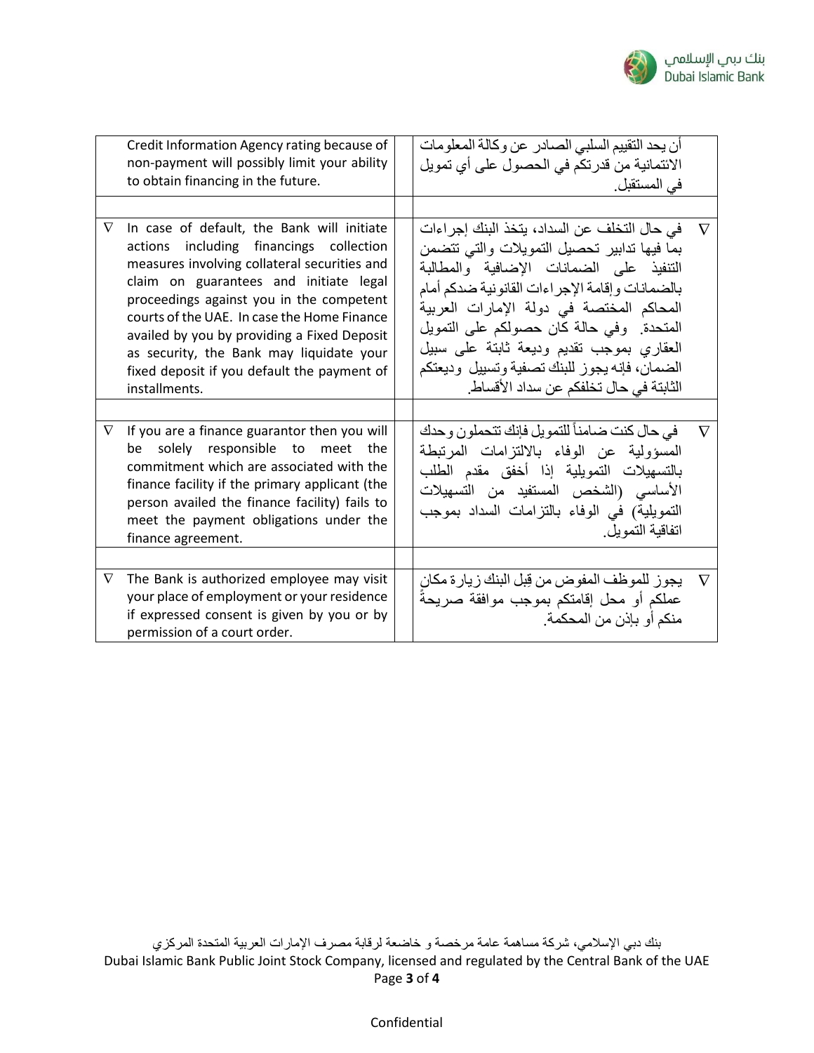| | | | | |
|---|---|---|---|---|
| | Credit Information Agency rating because of non-payment will possibly limit your ability to obtain financing in the future. | | أن يحد التقييم السلبي الصادر عن وكالة المعلومات الائتمانية من قدرتكم في الحصول على أي تمويل في المستقبل. | |
| | | | | |
| ∇ | In case of default, the Bank will initiate actions including financings collection measures involving collateral securities and claim on guarantees and initiate legal proceedings against you in the competent courts of the UAE. In case the Home Finance availed by you by providing a Fixed Deposit as security, the Bank may liquidate your fixed deposit if you default the payment of installments. | | في حال التخلف عن السداد، يتخذ البنك إجراءات بما فيها تدابير تحصيل التمويلات والتي تتضمن التنفيذ على الضمانات الإضافية والمطالبة بالضمانات وإقامة الإجراءات القانونية ضدكم أمام المحاكم المختصة في دولة الإمارات العربية المتحدة. وفي حالة كان حصولكم على التمويل العقاري بموجب تقديم وديعة ثابتة على سبيل الضمان، فإنه يجوز للبنك تصفية وتسييل وديعتكم الثابتة في حال تخلفكم عن سداد الأقساط. | ∇ |
| | | | | |
| ∇ | If you are a finance guarantor then you will be solely responsible to meet the commitment which are associated with the finance facility if the primary applicant (the person availed the finance facility) fails to meet the payment obligations under the finance agreement. | | في حال كنت ضامناً للتمويل فإنك تتحملون وحدك المسؤولية عن الوفاء بالالتزامات المرتبطة بالتسهيلات التمويلية إذا أخفق مقدم الطلب الأساسي (الشخص المستفيد من التسهيلات التمويلية) في الوفاء بالتزامات السداد بموجب اتفاقية التمويل. | ∇ |
| | | | | |
| ∇ | The Bank is authorized employee may visit your place of employment or your residence if expressed consent is given by you or by permission of a court order. | | يجوز للموظف المفوض من قِبل البنك زيارة مكان عملكم أو محل إقامتكم بموجب موافقة صريحةً منكم أو بإذن من المحكمة. | ∇ |

بنك دبي الإسلامي، شركة مساهمة عامة مرخصة و خاضعة لرقابة مصرف الإمارات العربية المتحدة المركزي
Dubai Islamic Bank Public Joint Stock Company, licensed and regulated by the Central Bank of the UAE

Confidential